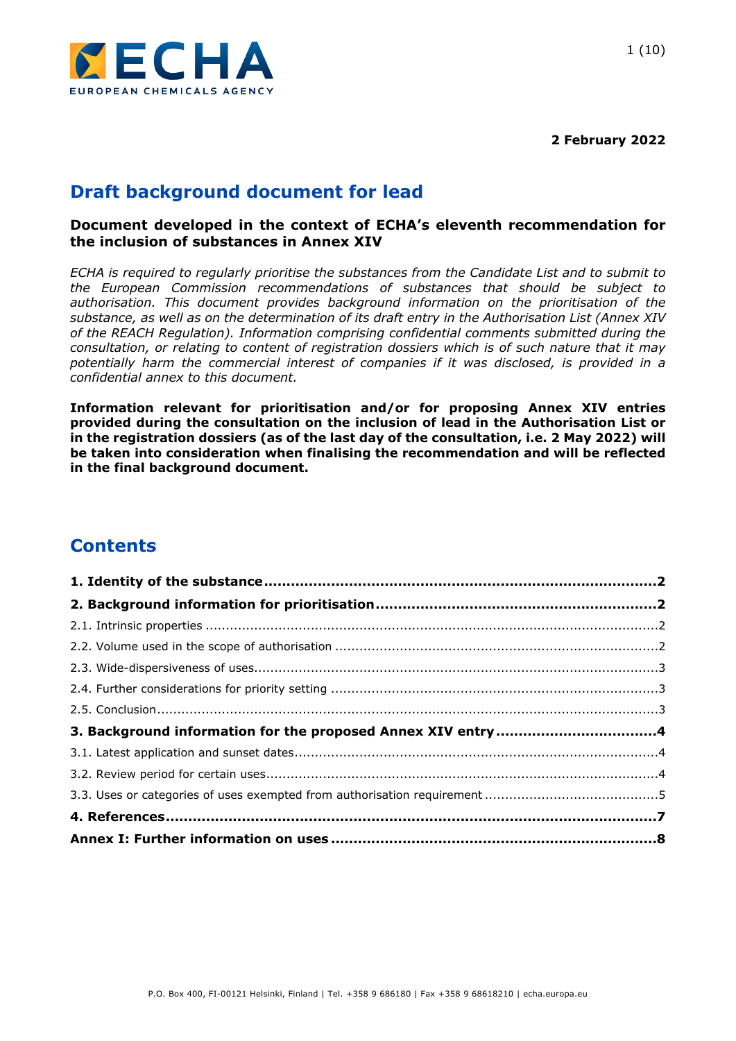**2 February 2022**

# Draft background document for lead

**Document developed in the context of ECHA's eleventh recommendation for the inclusion of substances in Annex XIV**

*ECHA is required to regularly prioritise the substances from the Candidate List and to submit to the European Commission recommendations of substances that should be subject to authorisation. This document provides background information on the prioritisation of the substance, as well as on the determination of its draft entry in the Authorisation List (Annex XIV of the REACH Regulation). Information comprising confidential comments submitted during the consultation, or relating to content of registration dossiers which is of such nature that it may potentially harm the commercial interest of companies if it was disclosed, is provided in a confidential annex to this document.*

**Information relevant for prioritisation and/or for proposing Annex XIV entries provided during the consultation on the inclusion of lead in the Authorisation List or in the registration dossiers (as of the last day of the consultation, i.e. 2 May 2022) will be taken into consideration when finalising the recommendation and will be reflected in the final background document.**

## Contents

**1. Identity of the substance** ..... **2**

**2. Background information for prioritisation** ..... **2**

2.1. Intrinsic properties ..... 2

2.2. Volume used in the scope of authorisation ..... 2

2.3. Wide-dispersiveness of uses ..... 3

2.4. Further considerations for priority setting ..... 3

2.5. Conclusion ..... 3

**3. Background information for the proposed Annex XIV entry** ..... **4**

3.1. Latest application and sunset dates ..... 4

3.2. Review period for certain uses ..... 4

3.3. Uses or categories of uses exempted from authorisation requirement ..... 5

**4. References** ..... **7**

**Annex I: Further information on uses** ..... **8**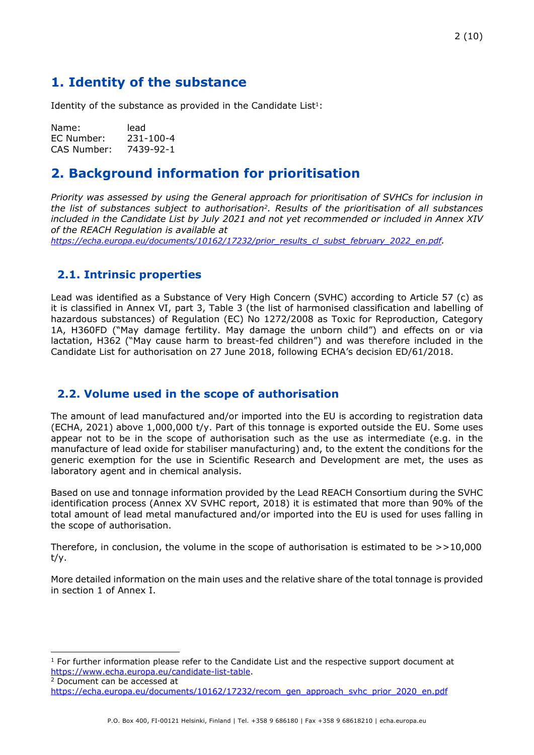# 1. Identity of the substance

Identity of the substance as provided in the Candidate List[1]:

Name: lead
EC Number: 231-100-4
CAS Number: 7439-92-1

# 2. Background information for prioritisation

*Priority was assessed by using the General approach for prioritisation of SVHCs for inclusion in the list of substances subject to authorisation[2]. Results of the prioritisation of all substances included in the Candidate List by July 2021 and not yet recommended or included in Annex XIV of the REACH Regulation is available at* *https://echa.europa.eu/documents/10162/17232/prior_results_cl_subst_february_2022_en.pdf.*

## 2.1. Intrinsic properties

Lead was identified as a Substance of Very High Concern (SVHC) according to Article 57 (c) as it is classified in Annex VI, part 3, Table 3 (the list of harmonised classification and labelling of hazardous substances) of Regulation (EC) No 1272/2008 as Toxic for Reproduction, Category 1A, H360FD ("May damage fertility. May damage the unborn child") and effects on or via lactation, H362 ("May cause harm to breast-fed children") and was therefore included in the Candidate List for authorisation on 27 June 2018, following ECHA's decision ED/61/2018.

## 2.2. Volume used in the scope of authorisation

The amount of lead manufactured and/or imported into the EU is according to registration data (ECHA, 2021) above 1,000,000 t/y. Part of this tonnage is exported outside the EU. Some uses appear not to be in the scope of authorisation such as the use as intermediate (e.g. in the manufacture of lead oxide for stabiliser manufacturing) and, to the extent the conditions for the generic exemption for the use in Scientific Research and Development are met, the uses as laboratory agent and in chemical analysis.

Based on use and tonnage information provided by the Lead REACH Consortium during the SVHC identification process (Annex XV SVHC report, 2018) it is estimated that more than 90% of the total amount of lead metal manufactured and/or imported into the EU is used for uses falling in the scope of authorisation.

Therefore, in conclusion, the volume in the scope of authorisation is estimated to be >>10,000 t/y.

More detailed information on the main uses and the relative share of the total tonnage is provided in section 1 of Annex I.

---

[1] For further information please refer to the Candidate List and the respective support document at https://www.echa.europa.eu/candidate-list-table.

[2] Document can be accessed at https://echa.europa.eu/documents/10162/17232/recom_gen_approach_svhc_prior_2020_en.pdf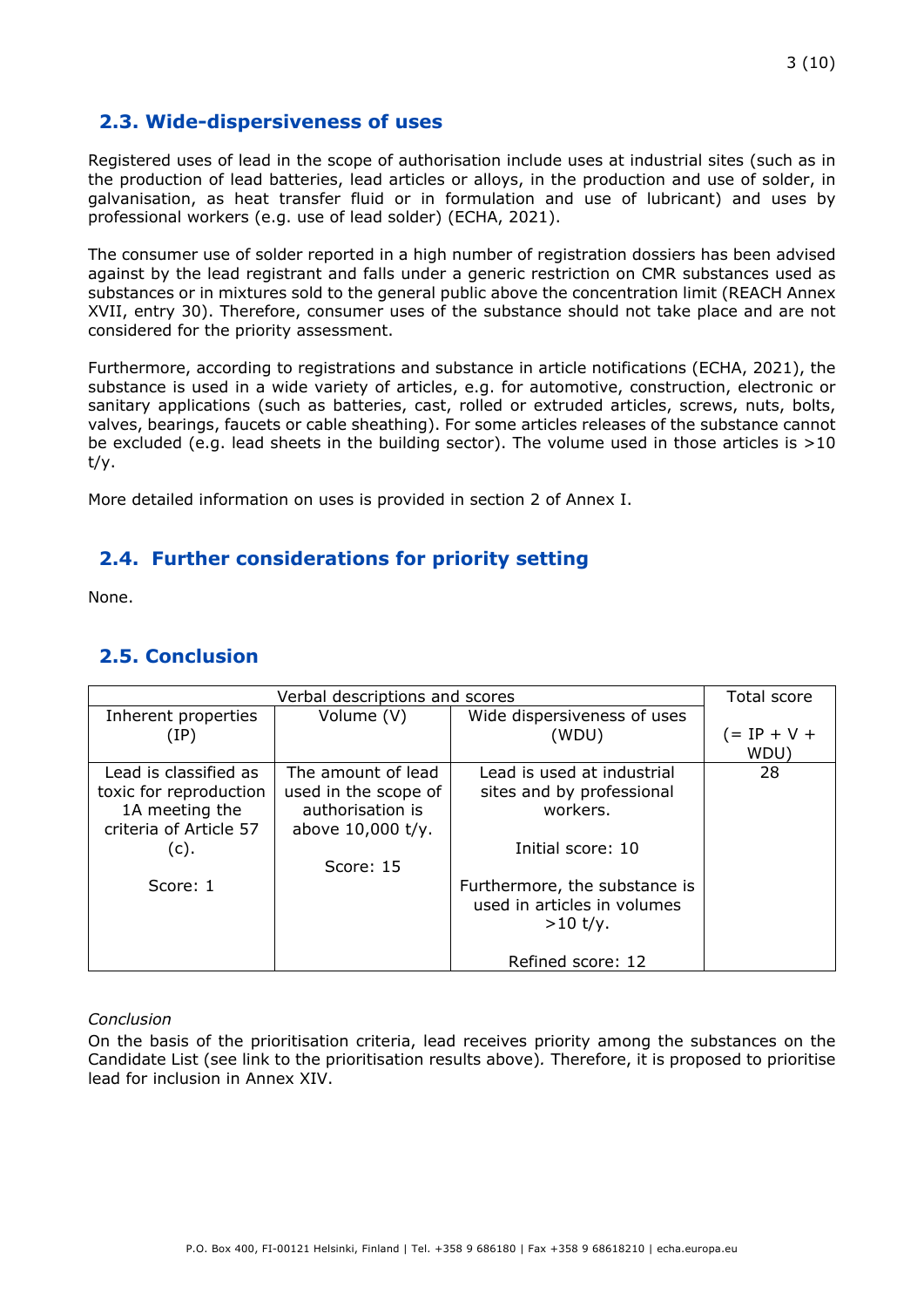## 2.3. Wide-dispersiveness of uses

Registered uses of lead in the scope of authorisation include uses at industrial sites (such as in the production of lead batteries, lead articles or alloys, in the production and use of solder, in galvanisation, as heat transfer fluid or in formulation and use of lubricant) and uses by professional workers (e.g. use of lead solder) (ECHA, 2021).

The consumer use of solder reported in a high number of registration dossiers has been advised against by the lead registrant and falls under a generic restriction on CMR substances used as substances or in mixtures sold to the general public above the concentration limit (REACH Annex XVII, entry 30). Therefore, consumer uses of the substance should not take place and are not considered for the priority assessment.

Furthermore, according to registrations and substance in article notifications (ECHA, 2021), the substance is used in a wide variety of articles, e.g. for automotive, construction, electronic or sanitary applications (such as batteries, cast, rolled or extruded articles, screws, nuts, bolts, valves, bearings, faucets or cable sheathing). For some articles releases of the substance cannot be excluded (e.g. lead sheets in the building sector). The volume used in those articles is >10 t/y.

More detailed information on uses is provided in section 2 of Annex I.

## 2.4. Further considerations for priority setting

None.

## 2.5. Conclusion

| Verbal descriptions and scores | | | Total score |
|---|---|---|---|
| Inherent properties (IP) | Volume (V) | Wide dispersiveness of uses (WDU) | (= IP + V + WDU) |
| Lead is classified as toxic for reproduction 1A meeting the criteria of Article 57 (c).<br><br>Score: 1 | The amount of lead used in the scope of authorisation is above 10,000 t/y.<br><br>Score: 15 | Lead is used at industrial sites and by professional workers.<br><br>Initial score: 10<br><br>Furthermore, the substance is used in articles in volumes >10 t/y.<br><br>Refined score: 12 | 28 |

*Conclusion*

On the basis of the prioritisation criteria, lead receives priority among the substances on the Candidate List (see link to the prioritisation results above). Therefore, it is proposed to prioritise lead for inclusion in Annex XIV.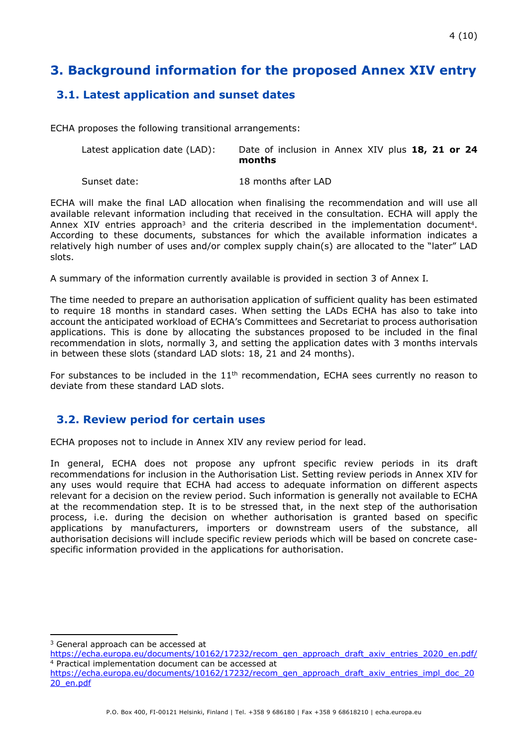# 3. Background information for the proposed Annex XIV entry

## 3.1. Latest application and sunset dates

ECHA proposes the following transitional arrangements:

| | |
|---|---|
| Latest application date (LAD): | Date of inclusion in Annex XIV plus **18, 21 or 24 months** |
| Sunset date: | 18 months after LAD |

ECHA will make the final LAD allocation when finalising the recommendation and will use all available relevant information including that received in the consultation. ECHA will apply the Annex XIV entries approach[3] and the criteria described in the implementation document[4]. According to these documents, substances for which the available information indicates a relatively high number of uses and/or complex supply chain(s) are allocated to the "later" LAD slots.

A summary of the information currently available is provided in section 3 of Annex I.

The time needed to prepare an authorisation application of sufficient quality has been estimated to require 18 months in standard cases. When setting the LADs ECHA has also to take into account the anticipated workload of ECHA's Committees and Secretariat to process authorisation applications. This is done by allocating the substances proposed to be included in the final recommendation in slots, normally 3, and setting the application dates with 3 months intervals in between these slots (standard LAD slots: 18, 21 and 24 months).

For substances to be included in the 11th recommendation, ECHA sees currently no reason to deviate from these standard LAD slots.

## 3.2. Review period for certain uses

ECHA proposes not to include in Annex XIV any review period for lead.

In general, ECHA does not propose any upfront specific review periods in its draft recommendations for inclusion in the Authorisation List. Setting review periods in Annex XIV for any uses would require that ECHA had access to adequate information on different aspects relevant for a decision on the review period. Such information is generally not available to ECHA at the recommendation step. It is to be stressed that, in the next step of the authorisation process, i.e. during the decision on whether authorisation is granted based on specific applications by manufacturers, importers or downstream users of the substance, all authorisation decisions will include specific review periods which will be based on concrete case-specific information provided in the applications for authorisation.

---

[3] General approach can be accessed at https://echa.europa.eu/documents/10162/17232/recom_gen_approach_draft_axiv_entries_2020_en.pdf/

[4] Practical implementation document can be accessed at https://echa.europa.eu/documents/10162/17232/recom_gen_approach_draft_axiv_entries_impl_doc_2020_en.pdf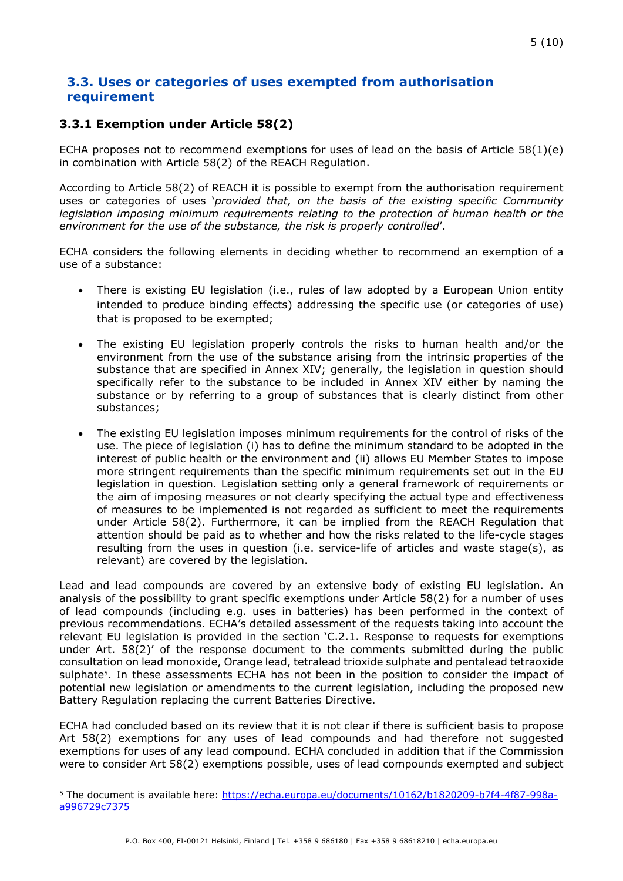## 3.3. Uses or categories of uses exempted from authorisation requirement

### 3.3.1 Exemption under Article 58(2)

ECHA proposes not to recommend exemptions for uses of lead on the basis of Article 58(1)(e) in combination with Article 58(2) of the REACH Regulation.

According to Article 58(2) of REACH it is possible to exempt from the authorisation requirement uses or categories of uses '*provided that, on the basis of the existing specific Community legislation imposing minimum requirements relating to the protection of human health or the environment for the use of the substance, the risk is properly controlled*'.

ECHA considers the following elements in deciding whether to recommend an exemption of a use of a substance:

- There is existing EU legislation (i.e., rules of law adopted by a European Union entity intended to produce binding effects) addressing the specific use (or categories of use) that is proposed to be exempted;
- The existing EU legislation properly controls the risks to human health and/or the environment from the use of the substance arising from the intrinsic properties of the substance that are specified in Annex XIV; generally, the legislation in question should specifically refer to the substance to be included in Annex XIV either by naming the substance or by referring to a group of substances that is clearly distinct from other substances;
- The existing EU legislation imposes minimum requirements for the control of risks of the use. The piece of legislation (i) has to define the minimum standard to be adopted in the interest of public health or the environment and (ii) allows EU Member States to impose more stringent requirements than the specific minimum requirements set out in the EU legislation in question. Legislation setting only a general framework of requirements or the aim of imposing measures or not clearly specifying the actual type and effectiveness of measures to be implemented is not regarded as sufficient to meet the requirements under Article 58(2). Furthermore, it can be implied from the REACH Regulation that attention should be paid as to whether and how the risks related to the life-cycle stages resulting from the uses in question (i.e. service-life of articles and waste stage(s), as relevant) are covered by the legislation.

Lead and lead compounds are covered by an extensive body of existing EU legislation. An analysis of the possibility to grant specific exemptions under Article 58(2) for a number of uses of lead compounds (including e.g. uses in batteries) has been performed in the context of previous recommendations. ECHA's detailed assessment of the requests taking into account the relevant EU legislation is provided in the section 'C.2.1. Response to requests for exemptions under Art. 58(2)' of the response document to the comments submitted during the public consultation on lead monoxide, Orange lead, tetralead trioxide sulphate and pentalead tetraoxide sulphate[5]. In these assessments ECHA has not been in the position to consider the impact of potential new legislation or amendments to the current legislation, including the proposed new Battery Regulation replacing the current Batteries Directive.

ECHA had concluded based on its review that it is not clear if there is sufficient basis to propose Art 58(2) exemptions for any uses of lead compounds and had therefore not suggested exemptions for uses of any lead compound. ECHA concluded in addition that if the Commission were to consider Art 58(2) exemptions possible, uses of lead compounds exempted and subject

[5] The document is available here: https://echa.europa.eu/documents/10162/b1820209-b7f4-4f87-998a-a996729c7375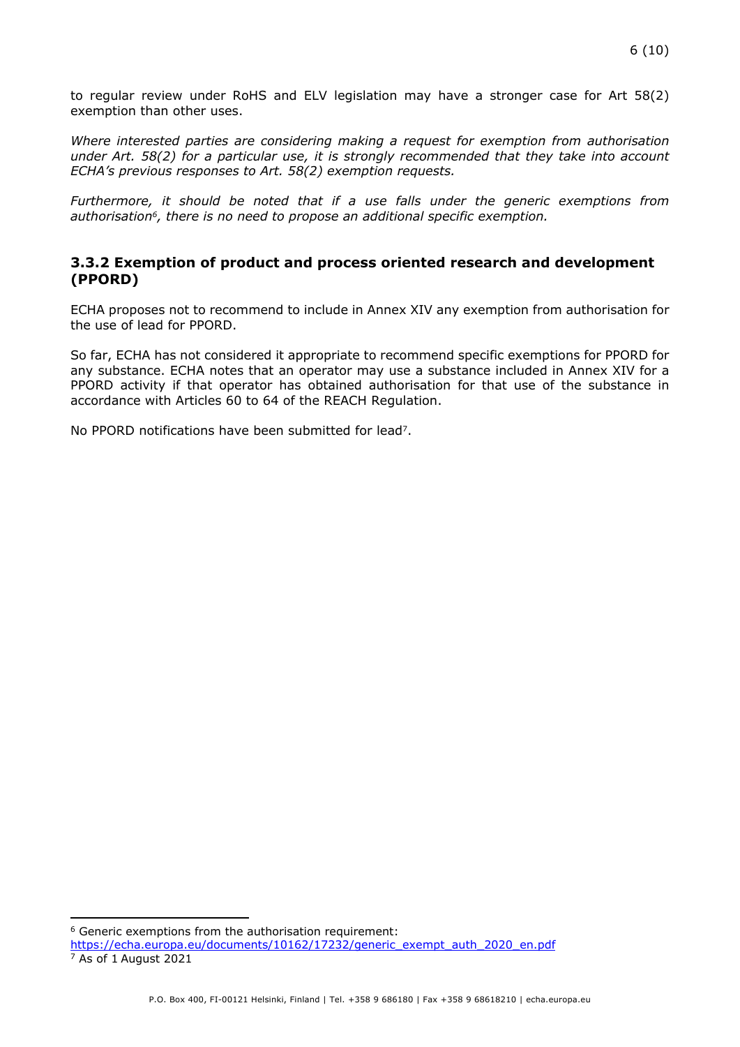to regular review under RoHS and ELV legislation may have a stronger case for Art 58(2) exemption than other uses.

*Where interested parties are considering making a request for exemption from authorisation under Art. 58(2) for a particular use, it is strongly recommended that they take into account ECHA's previous responses to Art. 58(2) exemption requests.*

*Furthermore, it should be noted that if a use falls under the generic exemptions from authorisation[6], there is no need to propose an additional specific exemption.*

### 3.3.2 Exemption of product and process oriented research and development (PPORD)

ECHA proposes not to recommend to include in Annex XIV any exemption from authorisation for the use of lead for PPORD.

So far, ECHA has not considered it appropriate to recommend specific exemptions for PPORD for any substance. ECHA notes that an operator may use a substance included in Annex XIV for a PPORD activity if that operator has obtained authorisation for that use of the substance in accordance with Articles 60 to 64 of the REACH Regulation.

No PPORD notifications have been submitted for lead[7].

---

[6] Generic exemptions from the authorisation requirement: https://echa.europa.eu/documents/10162/17232/generic_exempt_auth_2020_en.pdf

[7] As of 1 August 2021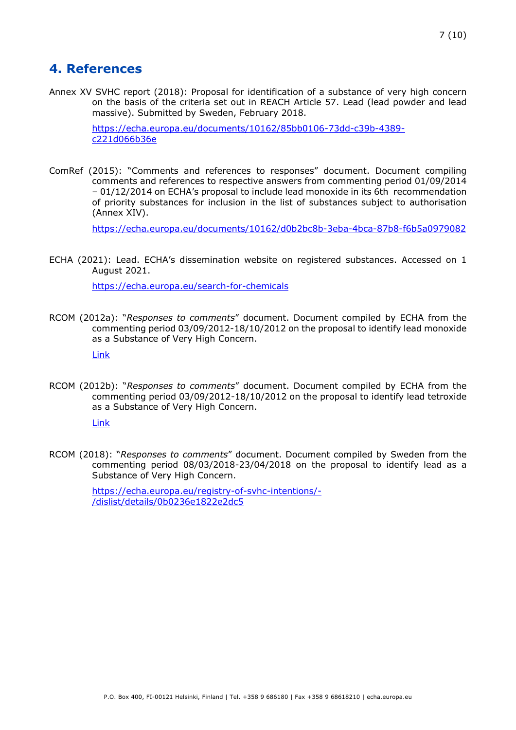## 4. References

Annex XV SVHC report (2018): Proposal for identification of a substance of very high concern on the basis of the criteria set out in REACH Article 57. Lead (lead powder and lead massive). Submitted by Sweden, February 2018.

https://echa.europa.eu/documents/10162/85bb0106-73dd-c39b-4389-c221d066b36e

ComRef (2015): "Comments and references to responses" document. Document compiling comments and references to respective answers from commenting period 01/09/2014 – 01/12/2014 on ECHA's proposal to include lead monoxide in its 6th recommendation of priority substances for inclusion in the list of substances subject to authorisation (Annex XIV).

https://echa.europa.eu/documents/10162/d0b2bc8b-3eba-4bca-87b8-f6b5a0979082

ECHA (2021): Lead. ECHA's dissemination website on registered substances. Accessed on 1 August 2021.

https://echa.europa.eu/search-for-chemicals

RCOM (2012a): "*Responses to comments*" document. Document compiled by ECHA from the commenting period 03/09/2012-18/10/2012 on the proposal to identify lead monoxide as a Substance of Very High Concern.

Link

RCOM (2012b): "*Responses to comments*" document. Document compiled by ECHA from the commenting period 03/09/2012-18/10/2012 on the proposal to identify lead tetroxide as a Substance of Very High Concern.

Link

RCOM (2018): "*Responses to comments*" document. Document compiled by Sweden from the commenting period 08/03/2018-23/04/2018 on the proposal to identify lead as a Substance of Very High Concern.

https://echa.europa.eu/registry-of-svhc-intentions/-/dislist/details/0b0236e1822e2dc5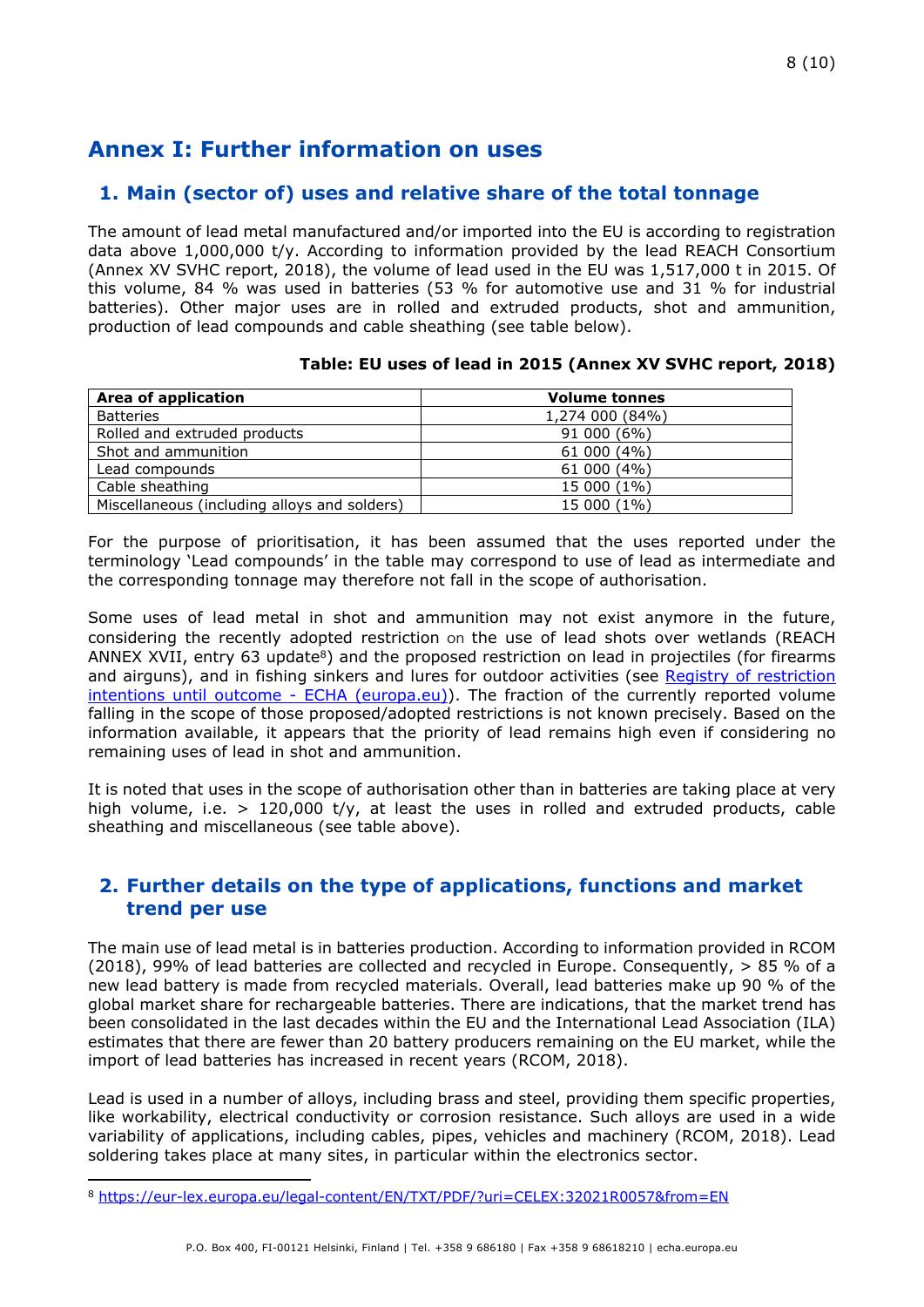# Annex I: Further information on uses

## 1. Main (sector of) uses and relative share of the total tonnage

The amount of lead metal manufactured and/or imported into the EU is according to registration data above 1,000,000 t/y. According to information provided by the lead REACH Consortium (Annex XV SVHC report, 2018), the volume of lead used in the EU was 1,517,000 t in 2015. Of this volume, 84 % was used in batteries (53 % for automotive use and 31 % for industrial batteries). Other major uses are in rolled and extruded products, shot and ammunition, production of lead compounds and cable sheathing (see table below).

**Table: EU uses of lead in 2015 (Annex XV SVHC report, 2018)**

| Area of application | Volume tonnes |
|---|---|
| Batteries | 1,274 000 (84%) |
| Rolled and extruded products | 91 000 (6%) |
| Shot and ammunition | 61 000 (4%) |
| Lead compounds | 61 000 (4%) |
| Cable sheathing | 15 000 (1%) |
| Miscellaneous (including alloys and solders) | 15 000 (1%) |

For the purpose of prioritisation, it has been assumed that the uses reported under the terminology 'Lead compounds' in the table may correspond to use of lead as intermediate and the corresponding tonnage may therefore not fall in the scope of authorisation.

Some uses of lead metal in shot and ammunition may not exist anymore in the future, considering the recently adopted restriction on the use of lead shots over wetlands (REACH ANNEX XVII, entry 63 update[8]) and the proposed restriction on lead in projectiles (for firearms and airguns), and in fishing sinkers and lures for outdoor activities (see [Registry of restriction intentions until outcome - ECHA (europa.eu)]). The fraction of the currently reported volume falling in the scope of those proposed/adopted restrictions is not known precisely. Based on the information available, it appears that the priority of lead remains high even if considering no remaining uses of lead in shot and ammunition.

It is noted that uses in the scope of authorisation other than in batteries are taking place at very high volume, i.e. > 120,000 t/y, at least the uses in rolled and extruded products, cable sheathing and miscellaneous (see table above).

## 2. Further details on the type of applications, functions and market trend per use

The main use of lead metal is in batteries production. According to information provided in RCOM (2018), 99% of lead batteries are collected and recycled in Europe. Consequently, > 85 % of a new lead battery is made from recycled materials. Overall, lead batteries make up 90 % of the global market share for rechargeable batteries. There are indications, that the market trend has been consolidated in the last decades within the EU and the International Lead Association (ILA) estimates that there are fewer than 20 battery producers remaining on the EU market, while the import of lead batteries has increased in recent years (RCOM, 2018).

Lead is used in a number of alloys, including brass and steel, providing them specific properties, like workability, electrical conductivity or corrosion resistance. Such alloys are used in a wide variability of applications, including cables, pipes, vehicles and machinery (RCOM, 2018). Lead soldering takes place at many sites, in particular within the electronics sector.

[8] https://eur-lex.europa.eu/legal-content/EN/TXT/PDF/?uri=CELEX:32021R0057&from=EN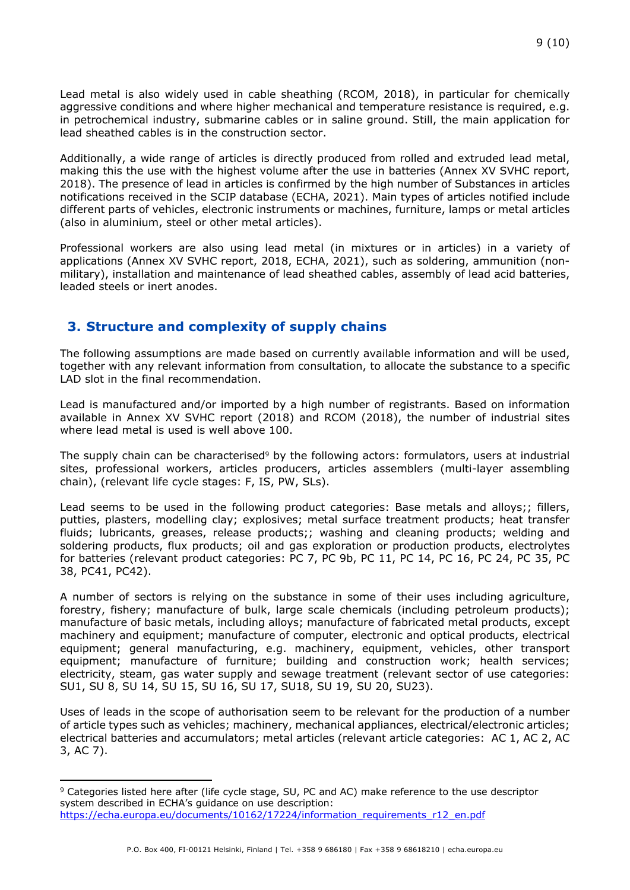Lead metal is also widely used in cable sheathing (RCOM, 2018), in particular for chemically aggressive conditions and where higher mechanical and temperature resistance is required, e.g. in petrochemical industry, submarine cables or in saline ground. Still, the main application for lead sheathed cables is in the construction sector.

Additionally, a wide range of articles is directly produced from rolled and extruded lead metal, making this the use with the highest volume after the use in batteries (Annex XV SVHC report, 2018). The presence of lead in articles is confirmed by the high number of Substances in articles notifications received in the SCIP database (ECHA, 2021). Main types of articles notified include different parts of vehicles, electronic instruments or machines, furniture, lamps or metal articles (also in aluminium, steel or other metal articles).

Professional workers are also using lead metal (in mixtures or in articles) in a variety of applications (Annex XV SVHC report, 2018, ECHA, 2021), such as soldering, ammunition (non-military), installation and maintenance of lead sheathed cables, assembly of lead acid batteries, leaded steels or inert anodes.

## 3. Structure and complexity of supply chains

The following assumptions are made based on currently available information and will be used, together with any relevant information from consultation, to allocate the substance to a specific LAD slot in the final recommendation.

Lead is manufactured and/or imported by a high number of registrants. Based on information available in Annex XV SVHC report (2018) and RCOM (2018), the number of industrial sites where lead metal is used is well above 100.

The supply chain can be characterised[9] by the following actors: formulators, users at industrial sites, professional workers, articles producers, articles assemblers (multi-layer assembling chain), (relevant life cycle stages: F, IS, PW, SLs).

Lead seems to be used in the following product categories: Base metals and alloys;; fillers, putties, plasters, modelling clay; explosives; metal surface treatment products; heat transfer fluids; lubricants, greases, release products;; washing and cleaning products; welding and soldering products, flux products; oil and gas exploration or production products, electrolytes for batteries (relevant product categories: PC 7, PC 9b, PC 11, PC 14, PC 16, PC 24, PC 35, PC 38, PC41, PC42).

A number of sectors is relying on the substance in some of their uses including agriculture, forestry, fishery; manufacture of bulk, large scale chemicals (including petroleum products); manufacture of basic metals, including alloys; manufacture of fabricated metal products, except machinery and equipment; manufacture of computer, electronic and optical products, electrical equipment; general manufacturing, e.g. machinery, equipment, vehicles, other transport equipment; manufacture of furniture; building and construction work; health services; electricity, steam, gas water supply and sewage treatment (relevant sector of use categories: SU1, SU 8, SU 14, SU 15, SU 16, SU 17, SU18, SU 19, SU 20, SU23).

Uses of leads in the scope of authorisation seem to be relevant for the production of a number of article types such as vehicles; machinery, mechanical appliances, electrical/electronic articles; electrical batteries and accumulators; metal articles (relevant article categories: AC 1, AC 2, AC 3, AC 7).

[9] Categories listed here after (life cycle stage, SU, PC and AC) make reference to the use descriptor system described in ECHA's guidance on use description: https://echa.europa.eu/documents/10162/17224/information_requirements_r12_en.pdf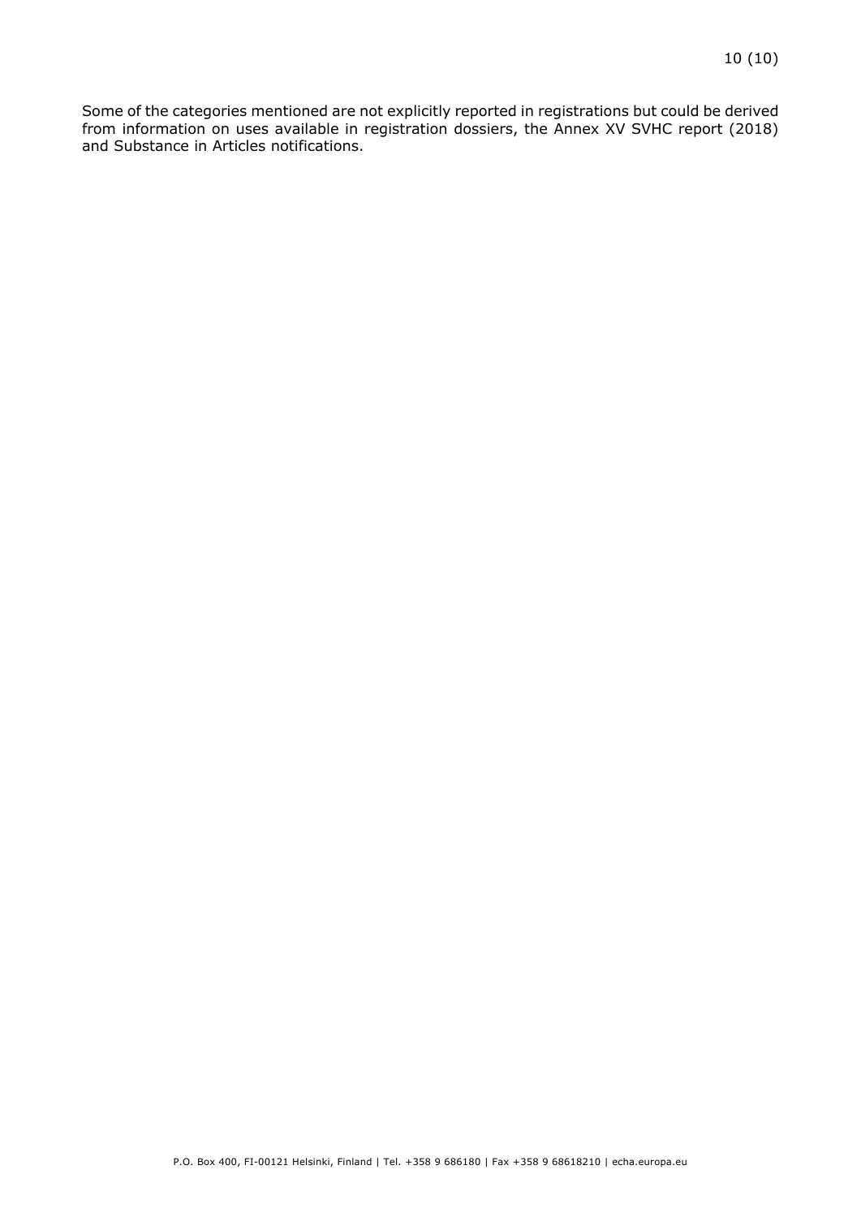Some of the categories mentioned are not explicitly reported in registrations but could be derived from information on uses available in registration dossiers, the Annex XV SVHC report (2018) and Substance in Articles notifications.